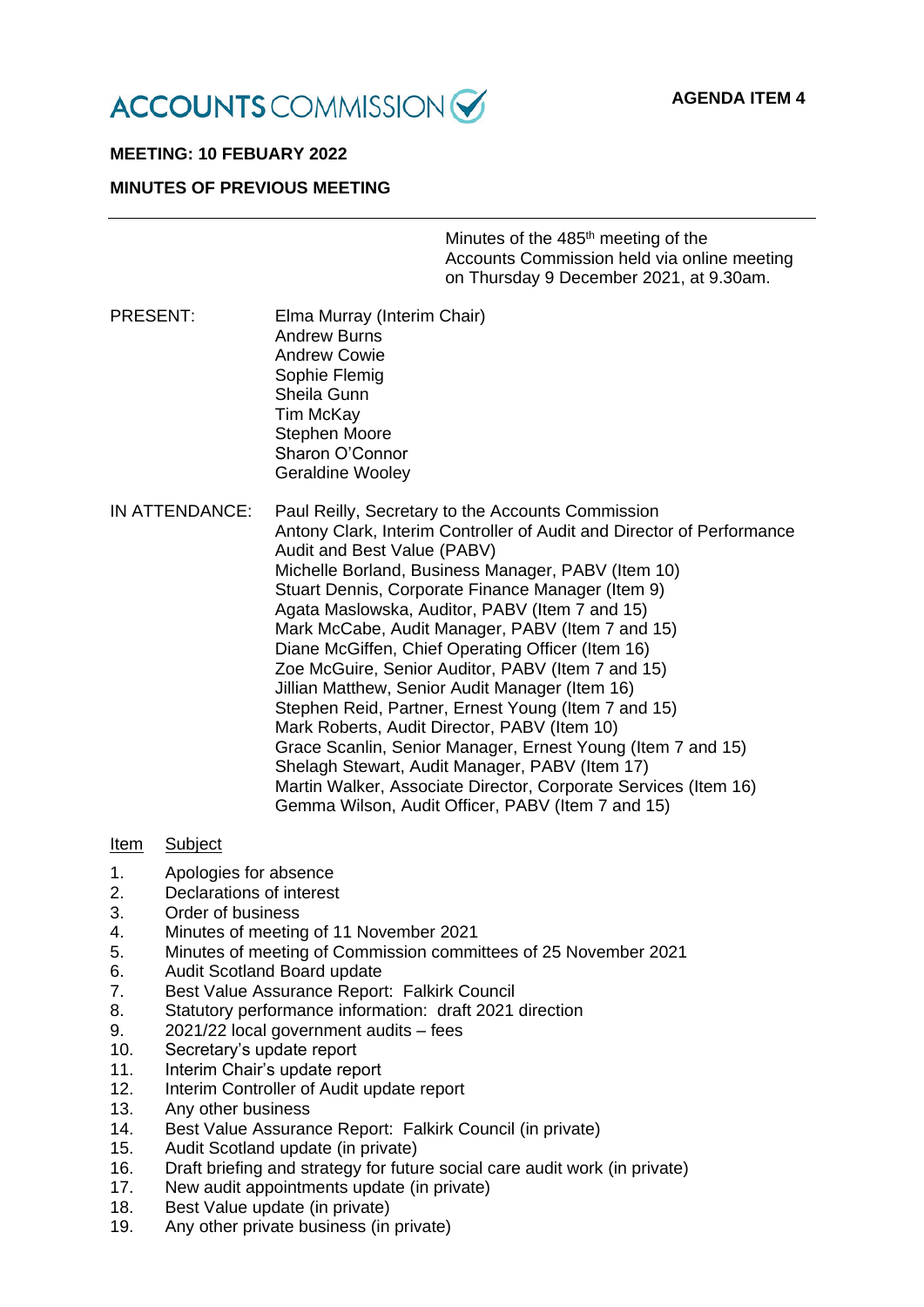ACCOUNTS COMMISSION

**AGENDA ITEM 4**

**MEETING: 10 FEBUARY 2022**

**MINUTES OF PREVIOUS MEETING**

---

Minutes of the 485th meeting of the Accounts Commission held via online meeting on Thursday 9 December 2021, at 9.30am.

PRESENT:

Elma Murray (Interim Chair)
Andrew Burns
Andrew Cowie
Sophie Flemig
Sheila Gunn
Tim McKay
Stephen Moore
Sharon O'Connor
Geraldine Wooley

IN ATTENDANCE:

Paul Reilly, Secretary to the Accounts Commission
Antony Clark, Interim Controller of Audit and Director of Performance Audit and Best Value (PABV)
Michelle Borland, Business Manager, PABV (Item 10)
Stuart Dennis, Corporate Finance Manager (Item 9)
Agata Maslowska, Auditor, PABV (Item 7 and 15)
Mark McCabe, Audit Manager, PABV (Item 7 and 15)
Diane McGiffen, Chief Operating Officer (Item 16)
Zoe McGuire, Senior Auditor, PABV (Item 7 and 15)
Jillian Matthew, Senior Audit Manager (Item 16)
Stephen Reid, Partner, Ernest Young (Item 7 and 15)
Mark Roberts, Audit Director, PABV (Item 10)
Grace Scanlin, Senior Manager, Ernest Young (Item 7 and 15)
Shelagh Stewart, Audit Manager, PABV (Item 17)
Martin Walker, Associate Director, Corporate Services (Item 16)
Gemma Wilson, Audit Officer, PABV (Item 7 and 15)

| Item | Subject |
|---|---|
| 1. | Apologies for absence |
| 2. | Declarations of interest |
| 3. | Order of business |
| 4. | Minutes of meeting of 11 November 2021 |
| 5. | Minutes of meeting of Commission committees of 25 November 2021 |
| 6. | Audit Scotland Board update |
| 7. | Best Value Assurance Report: Falkirk Council |
| 8. | Statutory performance information: draft 2021 direction |
| 9. | 2021/22 local government audits – fees |
| 10. | Secretary's update report |
| 11. | Interim Chair's update report |
| 12. | Interim Controller of Audit update report |
| 13. | Any other business |
| 14. | Best Value Assurance Report: Falkirk Council (in private) |
| 15. | Audit Scotland update (in private) |
| 16. | Draft briefing and strategy for future social care audit work (in private) |
| 17. | New audit appointments update (in private) |
| 18. | Best Value update (in private) |
| 19. | Any other private business (in private) |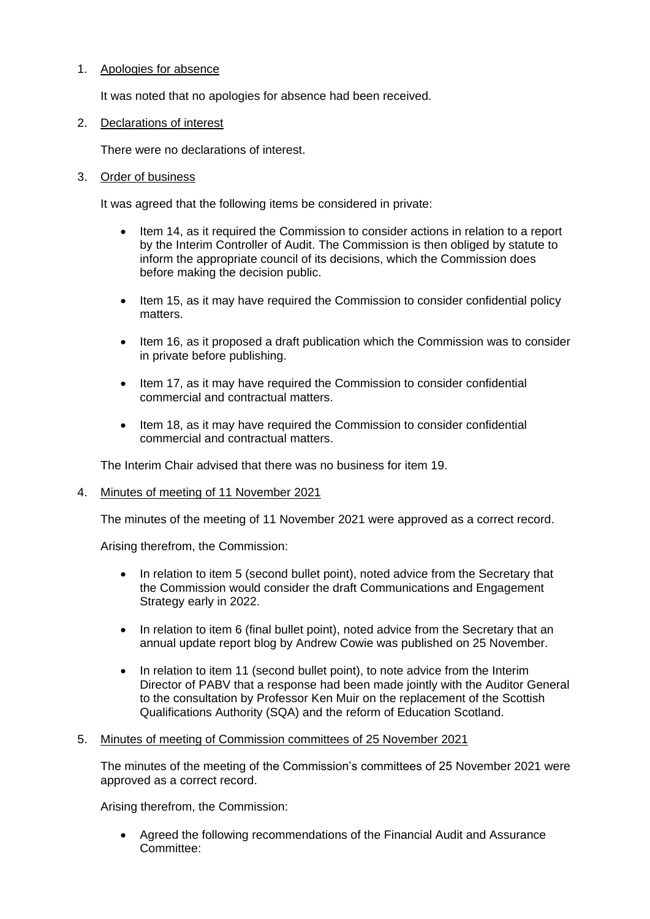1. Apologies for absence

   It was noted that no apologies for absence had been received.

2. Declarations of interest

   There were no declarations of interest.

3. Order of business

   It was agreed that the following items be considered in private:

   - Item 14, as it required the Commission to consider actions in relation to a report by the Interim Controller of Audit. The Commission is then obliged by statute to inform the appropriate council of its decisions, which the Commission does before making the decision public.

   - Item 15, as it may have required the Commission to consider confidential policy matters.

   - Item 16, as it proposed a draft publication which the Commission was to consider in private before publishing.

   - Item 17, as it may have required the Commission to consider confidential commercial and contractual matters.

   - Item 18, as it may have required the Commission to consider confidential commercial and contractual matters.

   The Interim Chair advised that there was no business for item 19.

4. Minutes of meeting of 11 November 2021

   The minutes of the meeting of 11 November 2021 were approved as a correct record.

   Arising therefrom, the Commission:

   - In relation to item 5 (second bullet point), noted advice from the Secretary that the Commission would consider the draft Communications and Engagement Strategy early in 2022.

   - In relation to item 6 (final bullet point), noted advice from the Secretary that an annual update report blog by Andrew Cowie was published on 25 November.

   - In relation to item 11 (second bullet point), to note advice from the Interim Director of PABV that a response had been made jointly with the Auditor General to the consultation by Professor Ken Muir on the replacement of the Scottish Qualifications Authority (SQA) and the reform of Education Scotland.

5. Minutes of meeting of Commission committees of 25 November 2021

   The minutes of the meeting of the Commission's committees of 25 November 2021 were approved as a correct record.

   Arising therefrom, the Commission:

   - Agreed the following recommendations of the Financial Audit and Assurance Committee: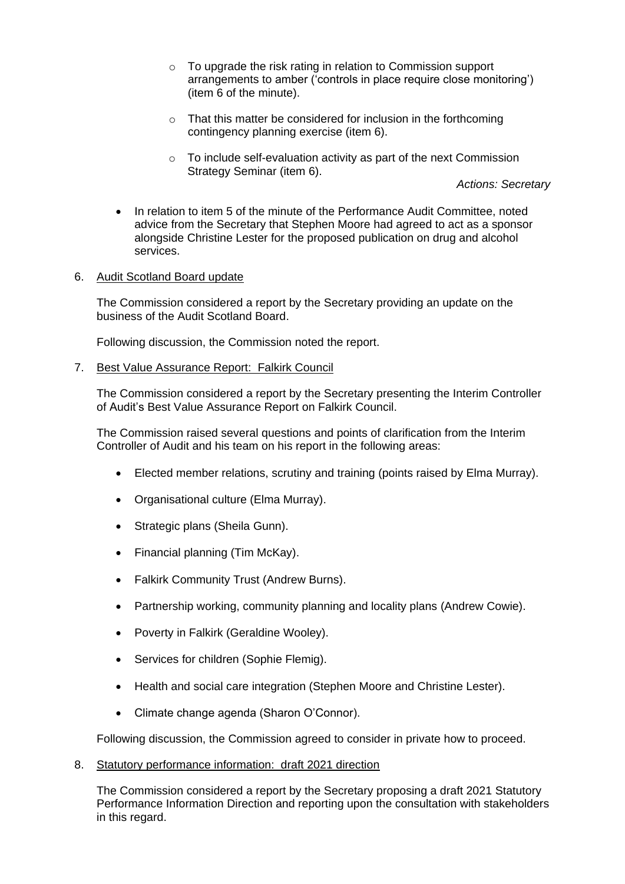- To upgrade the risk rating in relation to Commission support arrangements to amber ('controls in place require close monitoring') (item 6 of the minute).
    - That this matter be considered for inclusion in the forthcoming contingency planning exercise (item 6).
    - To include self-evaluation activity as part of the next Commission Strategy Seminar (item 6).

*Actions: Secretary*

- In relation to item 5 of the minute of the Performance Audit Committee, noted advice from the Secretary that Stephen Moore had agreed to act as a sponsor alongside Christine Lester for the proposed publication on drug and alcohol services.

6. Audit Scotland Board update

The Commission considered a report by the Secretary providing an update on the business of the Audit Scotland Board.

Following discussion, the Commission noted the report.

7. Best Value Assurance Report: Falkirk Council

The Commission considered a report by the Secretary presenting the Interim Controller of Audit's Best Value Assurance Report on Falkirk Council.

The Commission raised several questions and points of clarification from the Interim Controller of Audit and his team on his report in the following areas:

- Elected member relations, scrutiny and training (points raised by Elma Murray).
- Organisational culture (Elma Murray).
- Strategic plans (Sheila Gunn).
- Financial planning (Tim McKay).
- Falkirk Community Trust (Andrew Burns).
- Partnership working, community planning and locality plans (Andrew Cowie).
- Poverty in Falkirk (Geraldine Wooley).
- Services for children (Sophie Flemig).
- Health and social care integration (Stephen Moore and Christine Lester).
- Climate change agenda (Sharon O'Connor).

Following discussion, the Commission agreed to consider in private how to proceed.

8. Statutory performance information: draft 2021 direction

The Commission considered a report by the Secretary proposing a draft 2021 Statutory Performance Information Direction and reporting upon the consultation with stakeholders in this regard.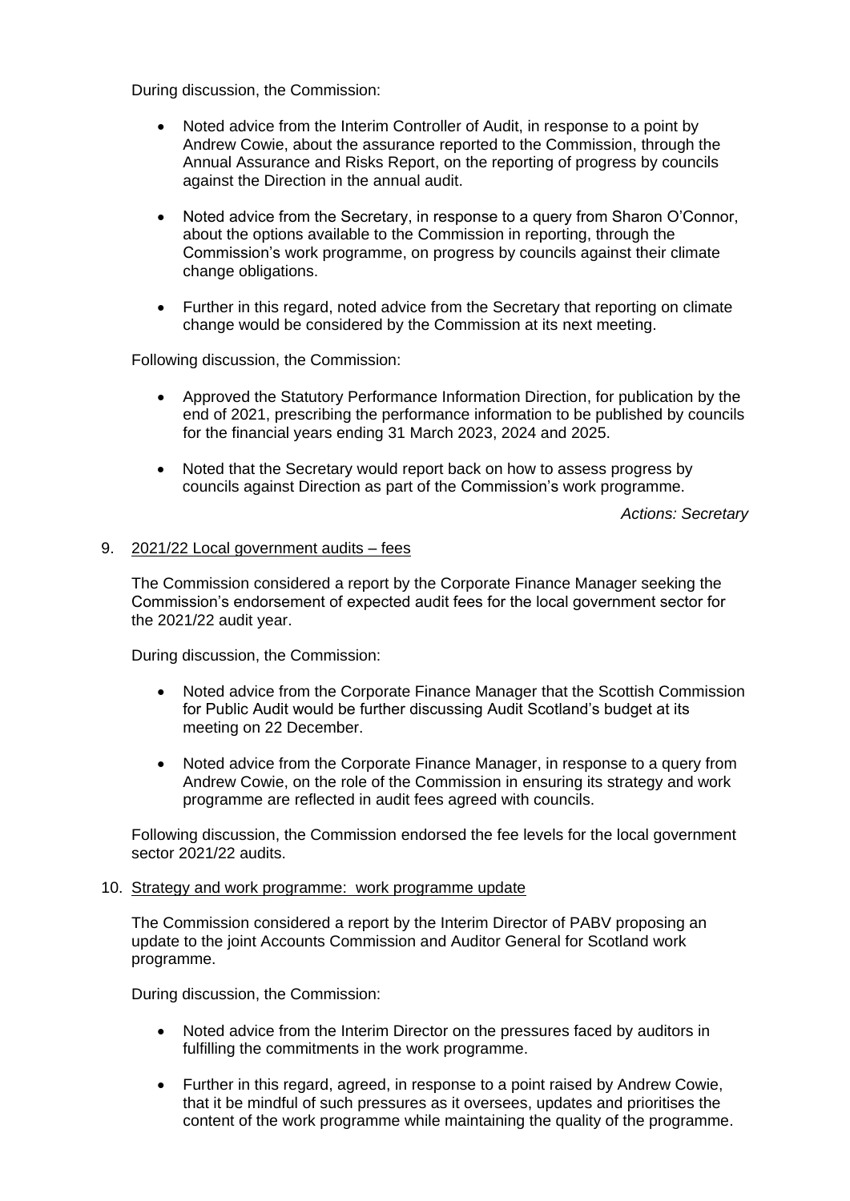During discussion, the Commission:

- Noted advice from the Interim Controller of Audit, in response to a point by Andrew Cowie, about the assurance reported to the Commission, through the Annual Assurance and Risks Report, on the reporting of progress by councils against the Direction in the annual audit.
- Noted advice from the Secretary, in response to a query from Sharon O'Connor, about the options available to the Commission in reporting, through the Commission's work programme, on progress by councils against their climate change obligations.
- Further in this regard, noted advice from the Secretary that reporting on climate change would be considered by the Commission at its next meeting.

Following discussion, the Commission:

- Approved the Statutory Performance Information Direction, for publication by the end of 2021, prescribing the performance information to be published by councils for the financial years ending 31 March 2023, 2024 and 2025.
- Noted that the Secretary would report back on how to assess progress by councils against Direction as part of the Commission's work programme.

*Actions: Secretary*

9. 2021/22 Local government audits – fees

The Commission considered a report by the Corporate Finance Manager seeking the Commission's endorsement of expected audit fees for the local government sector for the 2021/22 audit year.

During discussion, the Commission:

- Noted advice from the Corporate Finance Manager that the Scottish Commission for Public Audit would be further discussing Audit Scotland's budget at its meeting on 22 December.
- Noted advice from the Corporate Finance Manager, in response to a query from Andrew Cowie, on the role of the Commission in ensuring its strategy and work programme are reflected in audit fees agreed with councils.

Following discussion, the Commission endorsed the fee levels for the local government sector 2021/22 audits.

10. Strategy and work programme: work programme update

The Commission considered a report by the Interim Director of PABV proposing an update to the joint Accounts Commission and Auditor General for Scotland work programme.

During discussion, the Commission:

- Noted advice from the Interim Director on the pressures faced by auditors in fulfilling the commitments in the work programme.
- Further in this regard, agreed, in response to a point raised by Andrew Cowie, that it be mindful of such pressures as it oversees, updates and prioritises the content of the work programme while maintaining the quality of the programme.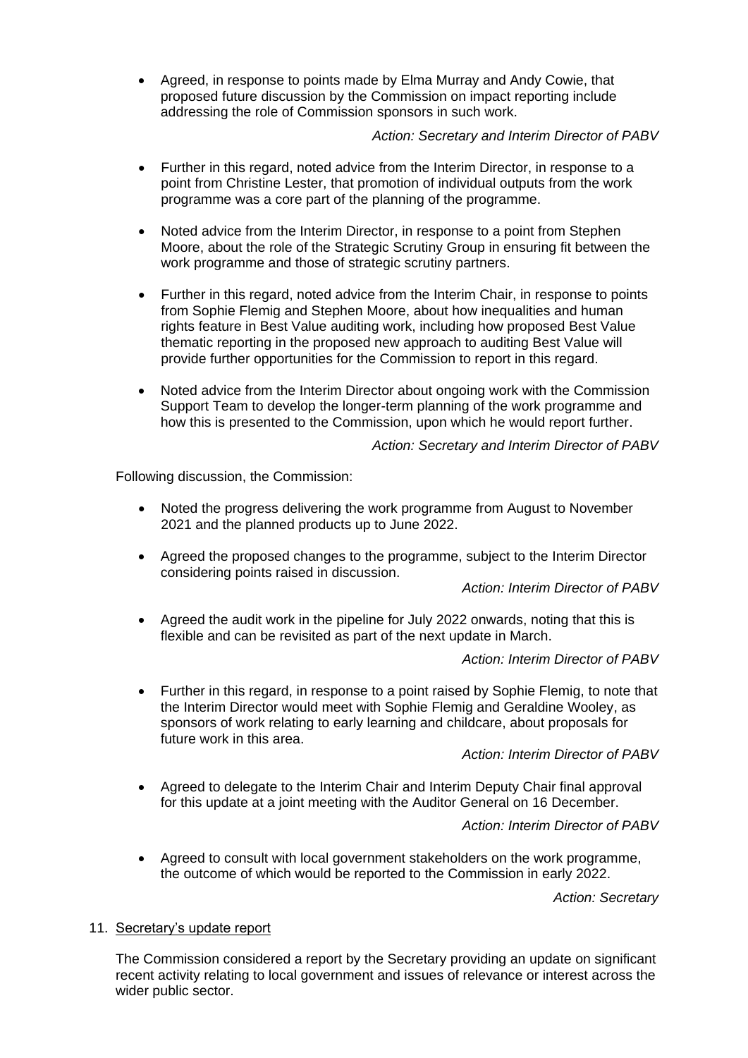- Agreed, in response to points made by Elma Murray and Andy Cowie, that proposed future discussion by the Commission on impact reporting include addressing the role of Commission sponsors in such work.

  *Action: Secretary and Interim Director of PABV*

- Further in this regard, noted advice from the Interim Director, in response to a point from Christine Lester, that promotion of individual outputs from the work programme was a core part of the planning of the programme.

- Noted advice from the Interim Director, in response to a point from Stephen Moore, about the role of the Strategic Scrutiny Group in ensuring fit between the work programme and those of strategic scrutiny partners.

- Further in this regard, noted advice from the Interim Chair, in response to points from Sophie Flemig and Stephen Moore, about how inequalities and human rights feature in Best Value auditing work, including how proposed Best Value thematic reporting in the proposed new approach to auditing Best Value will provide further opportunities for the Commission to report in this regard.

- Noted advice from the Interim Director about ongoing work with the Commission Support Team to develop the longer-term planning of the work programme and how this is presented to the Commission, upon which he would report further.

  *Action: Secretary and Interim Director of PABV*

Following discussion, the Commission:

- Noted the progress delivering the work programme from August to November 2021 and the planned products up to June 2022.

- Agreed the proposed changes to the programme, subject to the Interim Director considering points raised in discussion.

  *Action: Interim Director of PABV*

- Agreed the audit work in the pipeline for July 2022 onwards, noting that this is flexible and can be revisited as part of the next update in March.

  *Action: Interim Director of PABV*

- Further in this regard, in response to a point raised by Sophie Flemig, to note that the Interim Director would meet with Sophie Flemig and Geraldine Wooley, as sponsors of work relating to early learning and childcare, about proposals for future work in this area.

  *Action: Interim Director of PABV*

- Agreed to delegate to the Interim Chair and Interim Deputy Chair final approval for this update at a joint meeting with the Auditor General on 16 December.

  *Action: Interim Director of PABV*

- Agreed to consult with local government stakeholders on the work programme, the outcome of which would be reported to the Commission in early 2022.

  *Action: Secretary*

11. Secretary's update report

The Commission considered a report by the Secretary providing an update on significant recent activity relating to local government and issues of relevance or interest across the wider public sector.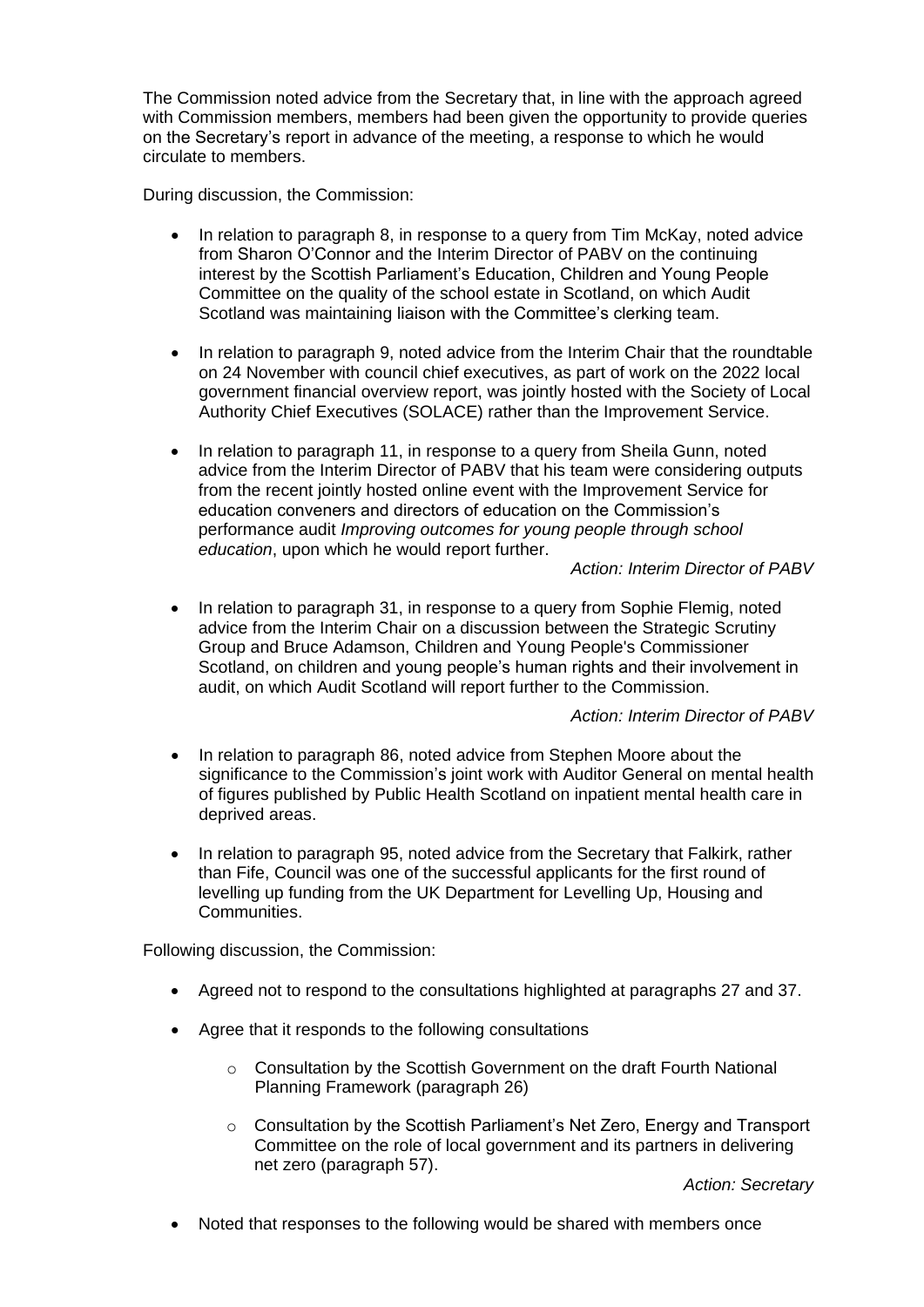The Commission noted advice from the Secretary that, in line with the approach agreed with Commission members, members had been given the opportunity to provide queries on the Secretary's report in advance of the meeting, a response to which he would circulate to members.

During discussion, the Commission:

- In relation to paragraph 8, in response to a query from Tim McKay, noted advice from Sharon O'Connor and the Interim Director of PABV on the continuing interest by the Scottish Parliament's Education, Children and Young People Committee on the quality of the school estate in Scotland, on which Audit Scotland was maintaining liaison with the Committee's clerking team.

- In relation to paragraph 9, noted advice from the Interim Chair that the roundtable on 24 November with council chief executives, as part of work on the 2022 local government financial overview report, was jointly hosted with the Society of Local Authority Chief Executives (SOLACE) rather than the Improvement Service.

- In relation to paragraph 11, in response to a query from Sheila Gunn, noted advice from the Interim Director of PABV that his team were considering outputs from the recent jointly hosted online event with the Improvement Service for education conveners and directors of education on the Commission's performance audit *Improving outcomes for young people through school education*, upon which he would report further.

  *Action: Interim Director of PABV*

- In relation to paragraph 31, in response to a query from Sophie Flemig, noted advice from the Interim Chair on a discussion between the Strategic Scrutiny Group and Bruce Adamson, Children and Young People's Commissioner Scotland, on children and young people's human rights and their involvement in audit, on which Audit Scotland will report further to the Commission.

  *Action: Interim Director of PABV*

- In relation to paragraph 86, noted advice from Stephen Moore about the significance to the Commission's joint work with Auditor General on mental health of figures published by Public Health Scotland on inpatient mental health care in deprived areas.

- In relation to paragraph 95, noted advice from the Secretary that Falkirk, rather than Fife, Council was one of the successful applicants for the first round of levelling up funding from the UK Department for Levelling Up, Housing and Communities.

Following discussion, the Commission:

- Agreed not to respond to the consultations highlighted at paragraphs 27 and 37.

- Agree that it responds to the following consultations

  - Consultation by the Scottish Government on the draft Fourth National Planning Framework (paragraph 26)

  - Consultation by the Scottish Parliament's Net Zero, Energy and Transport Committee on the role of local government and its partners in delivering net zero (paragraph 57).

  *Action: Secretary*

- Noted that responses to the following would be shared with members once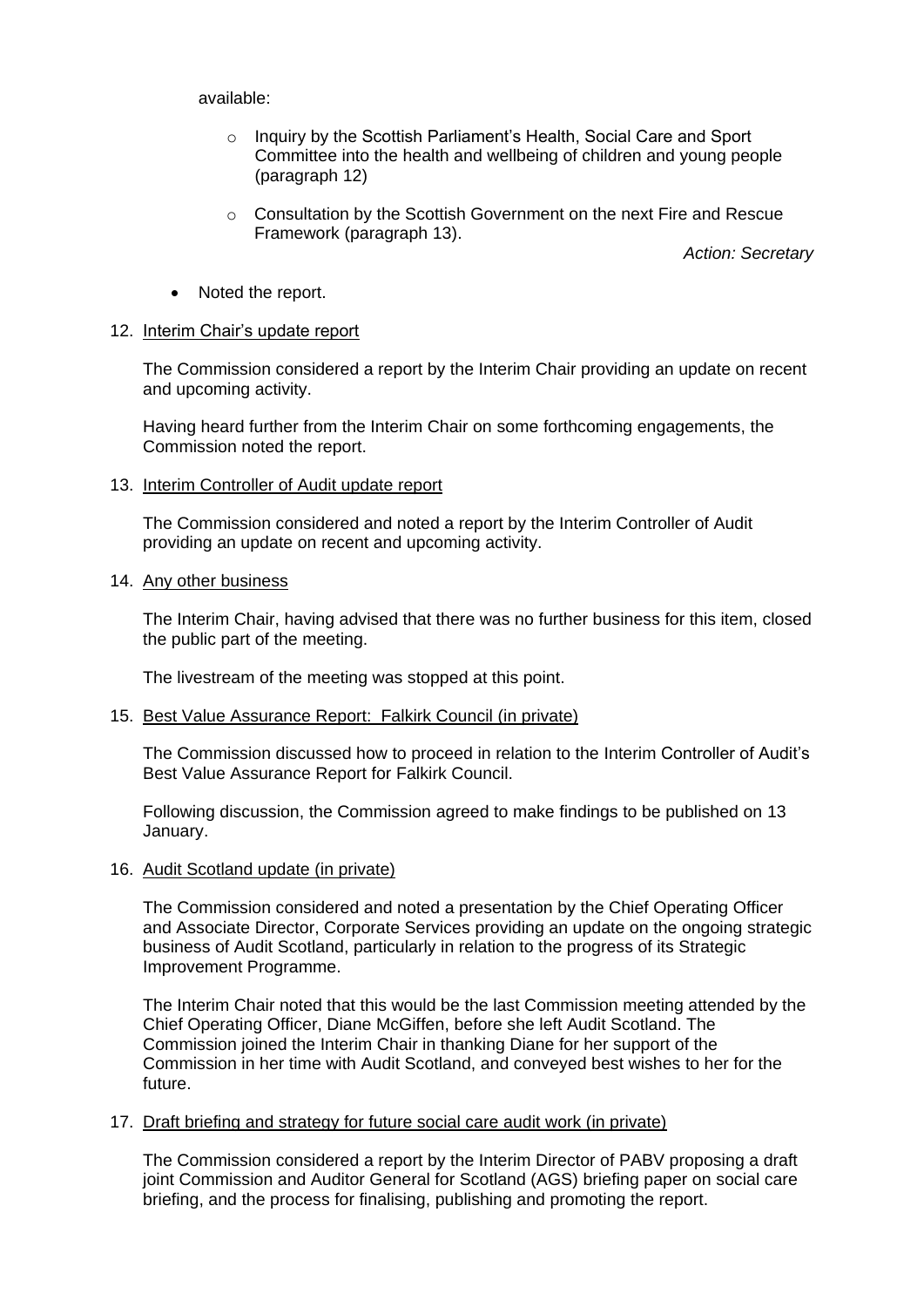available:

- Inquiry by the Scottish Parliament's Health, Social Care and Sport Committee into the health and wellbeing of children and young people (paragraph 12)
- Consultation by the Scottish Government on the next Fire and Rescue Framework (paragraph 13).

*Action: Secretary*

- Noted the report.

12. Interim Chair's update report

The Commission considered a report by the Interim Chair providing an update on recent and upcoming activity.

Having heard further from the Interim Chair on some forthcoming engagements, the Commission noted the report.

13. Interim Controller of Audit update report

The Commission considered and noted a report by the Interim Controller of Audit providing an update on recent and upcoming activity.

14. Any other business

The Interim Chair, having advised that there was no further business for this item, closed the public part of the meeting.

The livestream of the meeting was stopped at this point.

15. Best Value Assurance Report: Falkirk Council (in private)

The Commission discussed how to proceed in relation to the Interim Controller of Audit's Best Value Assurance Report for Falkirk Council.

Following discussion, the Commission agreed to make findings to be published on 13 January.

16. Audit Scotland update (in private)

The Commission considered and noted a presentation by the Chief Operating Officer and Associate Director, Corporate Services providing an update on the ongoing strategic business of Audit Scotland, particularly in relation to the progress of its Strategic Improvement Programme.

The Interim Chair noted that this would be the last Commission meeting attended by the Chief Operating Officer, Diane McGiffen, before she left Audit Scotland. The Commission joined the Interim Chair in thanking Diane for her support of the Commission in her time with Audit Scotland, and conveyed best wishes to her for the future.

17. Draft briefing and strategy for future social care audit work (in private)

The Commission considered a report by the Interim Director of PABV proposing a draft joint Commission and Auditor General for Scotland (AGS) briefing paper on social care briefing, and the process for finalising, publishing and promoting the report.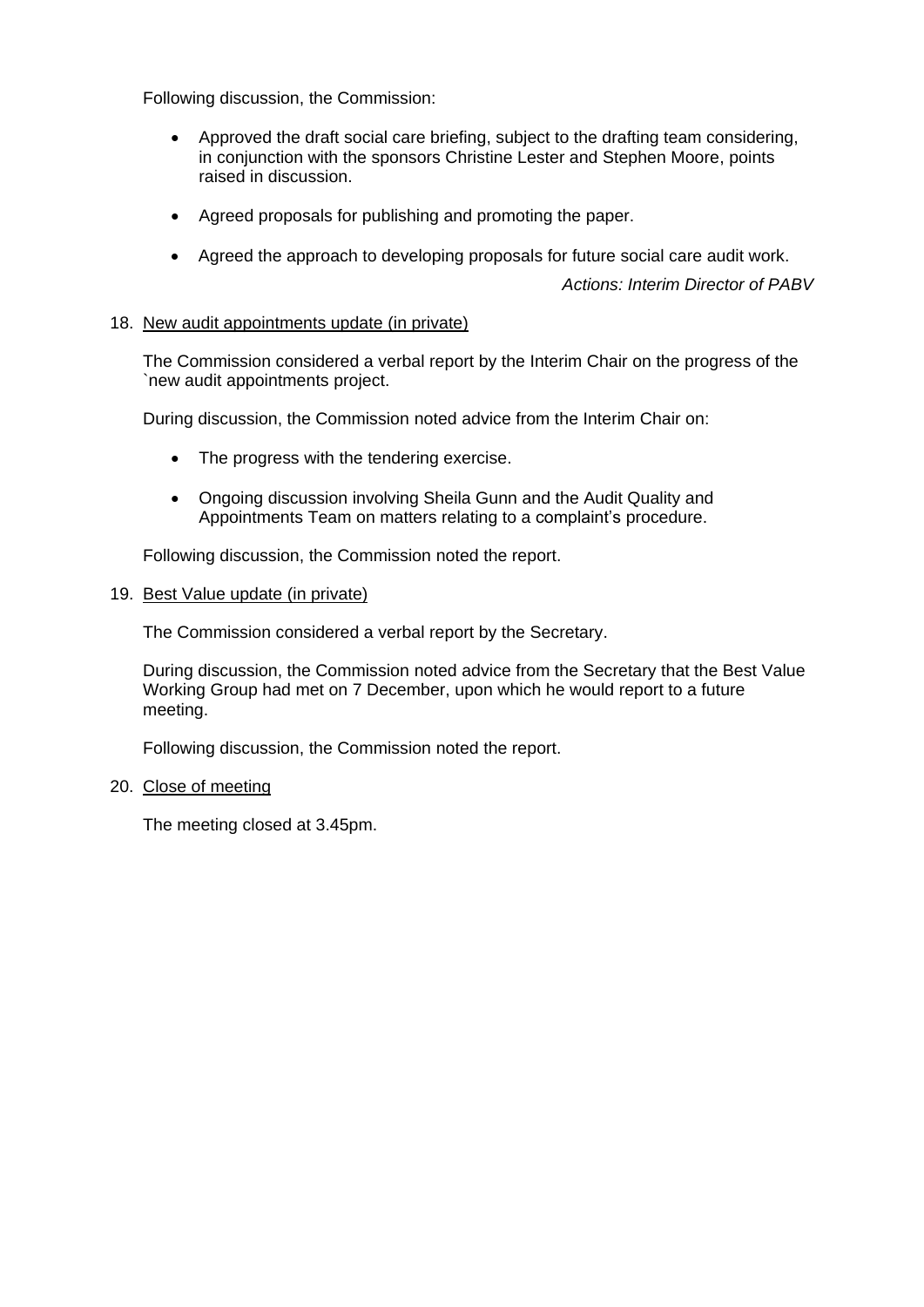Following discussion, the Commission:

- Approved the draft social care briefing, subject to the drafting team considering, in conjunction with the sponsors Christine Lester and Stephen Moore, points raised in discussion.
- Agreed proposals for publishing and promoting the paper.
- Agreed the approach to developing proposals for future social care audit work.

*Actions: Interim Director of PABV*

18. New audit appointments update (in private)

The Commission considered a verbal report by the Interim Chair on the progress of the `new audit appointments project.

During discussion, the Commission noted advice from the Interim Chair on:

- The progress with the tendering exercise.
- Ongoing discussion involving Sheila Gunn and the Audit Quality and Appointments Team on matters relating to a complaint's procedure.

Following discussion, the Commission noted the report.

19. Best Value update (in private)

The Commission considered a verbal report by the Secretary.

During discussion, the Commission noted advice from the Secretary that the Best Value Working Group had met on 7 December, upon which he would report to a future meeting.

Following discussion, the Commission noted the report.

20. Close of meeting

The meeting closed at 3.45pm.